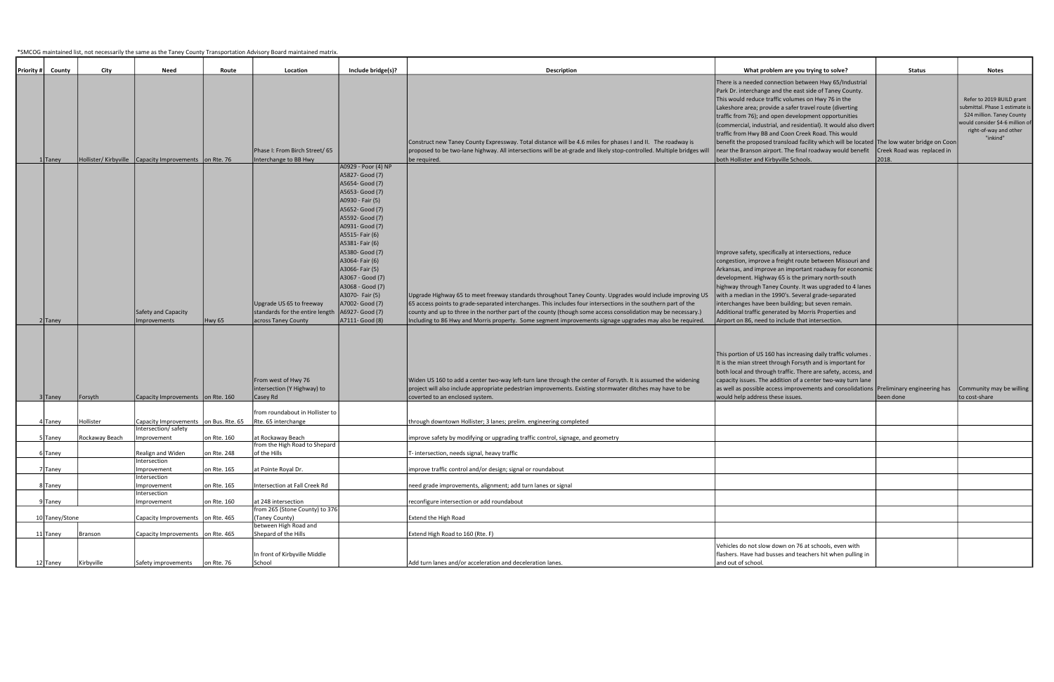*SMCOG maintained list, not necessarily the same as the Taney County Transportation Advisory Board maintained matrix.

| Priority # | County | City | Need | Route | Location | Include bridge(s)? | Description | What problem are you trying to solve? | Status | Notes |
|---|---|---|---|---|---|---|---|---|---|---|
| 1 | Taney | Hollister/ Kirbyville | Capacity Improvements | on Rte. 76 | Phase I: From Birch Street/ 65 Interchange to BB Hwy | | Construct new Taney County Expressway. Total distance will be 4.6 miles for phases I and II. The roadway is proposed to be two-lane highway. All intersections will be at-grade and likely stop-controlled. Multiple bridges will be required. | There is a needed connection between Hwy 65/Industrial Park Dr. interchange and the east side of Taney County. This would reduce traffic volumes on Hwy 76 in the Lakeshore area; provide a safer travel route (diverting traffic from 76); and open development opportunities (commercial, industrial, and residential). It would also divert traffic from Hwy BB and Coon Creek Road. This would benefit the proposed transload facility which will be located near the Branson airport. The final roadway would benefit both Hollister and Kirbyville Schools. | The low water bridge on Coon Creek Road was replaced in 2018. | Refer to 2019 BUILD grant submittal. Phase 1 estimate is $24 million. Taney County would consider $4-6 million of right-of-way and other "inkind" |
| 2 | Taney | | Safety and Capacity Improvements | Hwy 65 | Upgrade US 65 to freeway standards for the entire length across Taney County | A0929 - Poor (4) NP<br>A5827- Good (7)<br>A5654- Good (7)<br>A5653- Good (7)<br>A0930 - Fair (5)<br>A5652- Good (7)<br>A5592- Good (7)<br>A0931- Good (7)<br>A5515- Fair (6)<br>A5381- Fair (6)<br>A5380- Good (7)<br>A3064- Fair (6)<br>A3066- Fair (5)<br>A3067 - Good (7)<br>A3068 - Good (7)<br>A3070- Fair (5)<br>A7002- Good (7)<br>A6927- Good (7)<br>A7111- Good (8) | Upgrade Highway 65 to meet freeway standards throughout Taney County. Upgrades would include improving US 65 access points to grade-separated interchanges. This includes four intersections in the southern part of the county and up to three in the norther part of the county (though some access consolidation may be necessary.) Including to 86 Hwy and Morris property. Some segment improvements signage upgrades may also be required. | Improve safety, specifically at intersections, reduce congestion, improve a freight route between Missouri and Arkansas, and improve an important roadway for economic development. Highway 65 is the primary north-south highway through Taney County. It was upgraded to 4 lanes with a median in the 1990's. Several grade-separated interchanges have been building; but seven remain. Additional traffic generated by Morris Properties and Airport on 86, need to include that intersection. | | |
| 3 | Taney | Forsyth | Capacity Improvements | on Rte. 160 | From west of Hwy 76 intersection (Y Highway) to Casey Rd | | Widen US 160 to add a center two-way left-turn lane through the center of Forsyth. It is assumed the widening project will also include appropriate pedestrian improvements. Existing stormwater ditches may have to be coverted to an enclosed system. | This portion of US 160 has increasing daily traffic volumes . It is the mian street through Forsyth and is important for both local and through traffic. There are safety, access, and capacity issues. The addition of a center two-way turn lane as well as possible access improvements and consolidations would help address these issues. | Preliminary engineering has been done | Community may be willing to cost-share |
| 4 | Taney | Hollister | Capacity Improvements | on Bus. Rte. 65 | from roundabout in Hollister to Rte. 65 interchange | | through downtown Hollister; 3 lanes; prelim. engineering completed | | | |
| 5 | Taney | Rockaway Beach | Intersection/ safety Improvement | on Rte. 160 | at Rockaway Beach | | improve safety by modifying or upgrading traffic control, signage, and geometry | | | |
| 6 | Taney | | Realign and Widen | on Rte. 248 | from the High Road to Shepard of the Hills | | T- intersection, needs signal, heavy traffic | | | |
| 7 | Taney | | Intersection Improvement | on Rte. 165 | at Pointe Royal Dr. | | improve traffic control and/or design; signal or roundabout | | | |
| 8 | Taney | | Intersection Improvement | on Rte. 165 | Intersection at Fall Creek Rd | | need grade improvements, alignment; add turn lanes or signal | | | |
| 9 | Taney | | Intersection Improvement | on Rte. 160 | at 248 intersection | | reconfigure intersection or add roundabout | | | |
| 10 | Taney/Stone | | Capacity Improvements | on Rte. 465 | from 265 (Stone County) to 376 (Taney County) | | Extend the High Road | | | |
| 11 | Taney | Branson | Capacity Improvements | on Rte. 465 | between High Road and Shepard of the Hills | | Extend High Road to 160 (Rte. F) | | | |
| 12 | Taney | Kirbyville | Safety improvements | on Rte. 76 | In front of Kirbyville Middle School | | Add turn lanes and/or acceleration and deceleration lanes. | Vehicles do not slow down on 76 at schools, even with flashers. Have had busses and teachers hit when pulling in and out of school. | | |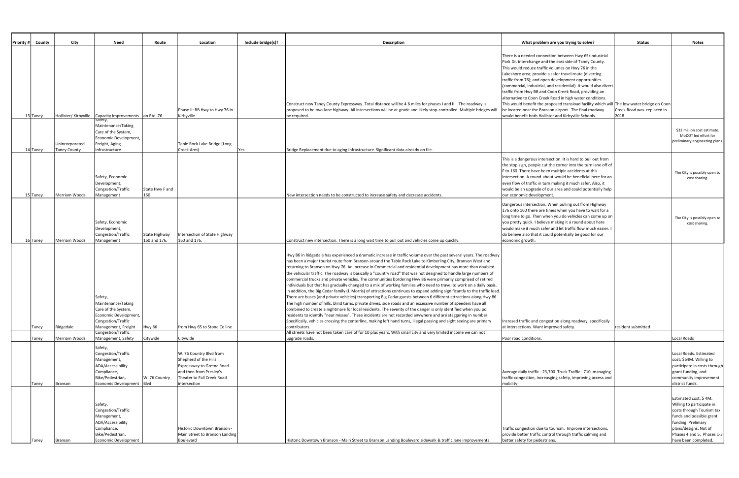| Priority # | County | City | Need | Route | Location | Include bridge(s)? | Description | What problem are you trying to solve? | Status | Notes |
|---|---|---|---|---|---|---|---|---|---|---|
| 13 | Taney | Hollister/ Kirbyville | Capacity Improvements | on Rte. 76 | Phase II: BB Hwy to Hwy 76 in Kirbyville | | Construct new Taney County Expressway. Total distance will be 4.6 miles for phases I and II. The roadway is proposed to be two-lane highway. All intersections will be at-grade and likely stop-controlled. Multiple bridges will be required. | There is a needed connection between Hwy 65/Industrial Park Dr. interchange and the east side of Taney County. This would reduce traffic volumes on Hwy 76 in the Lakeshore area; provide a safer travel route (diverting traffic from 76); and open development opportunities (commercial, industrial, and residential). It would also divert traffic from Hwy BB and Coon Creek Road, providing an alternative to Coon Creek Road in high water conditions. This would benefit the proposed transload facility which will be located near the Branson airport. The final roadway would benefit both Hollister and Kirbyville Schools. | The low water bridge on Coon Creek Road was replaced in 2018. | |
| 14 | Taney | Unincorporated Taney County | Safety, Maintenance/Taking Care of the System, Economic Development, Freight, Aging Infrastructure | | Table Rock Lake Bridge (Long Creek Arm) | Yes | Bridge Replacement due to aging infrastructure. Significant data already on file. | | | $32 million cost estimate. MoDOT led effort for preliminary engineering plans. |
| 15 | Taney | Merriam Woods | Safety, Economic Development, Congestion/Traffic Management | State Hwy F and 160 | | | New intersection needs to be constructed to increase safety and decrease accidents. | This is a dangerous intersection. It is hard to pull out from the stop sign, people cut the corner into the turn lane off of F to 160. There have been multiple accidents at this intersection. A round-about would be beneficial here for an even flow of traffic in turn making it much safer. Also, it would be an upgrade of our area and could potentially help our economic development. | | The City is possibly open to cost sharing. |
| 16 | Taney | Merriam Woods | Safety, Economic Development, Congestion/Traffic Management | State Highway 160 and 176. | Intersection of State Highway 160 and 176. | | Construct new intersection. There is a long wait time to pull out and vehicles come up quickly. | Dangerous intersection. When pulling out from Highway 176 onto 160 there are times when you have to wait for a long time to go. Then when you do vehicles can come up on you pretty quick. I believe making it a round about here would make it much safer and let traffic flow much easier. I do believe also that it could potentially be good for our economic growth. | | The City is possibly open to cost sharing. |
| | Taney | Ridgedale | Safety, Maintenance/Taking Care of the System, Economic Development, Congestion/Traffic Management, Freight | Hwy 86 | from Hwy 65 to Stone Co line | | Hwy 86 in Ridgedale has experienced a dramatic increase in traffic volume over the past several years. The roadway has been a major tourist route from Branson around the Table Rock Lake to Kimberling City, Branson West and returning to Branson on Hwy 76. An increase in Commercial and residential development has more than doubled the vehicular traffic. The roadway is basically a "country road" that was not designed to handle large numbers of commercial trucks and private vehicles. The communities bordering Hwy 86 were primarily comprised of retired individuals but that has gradually changed to a mix of working families who need to travel to work on a daily basis. In addition, the Big Cedar family (J. Morris) of attractions continues to expand adding significantly to the traffic load. There are buses (and private vehicles) transporting Big Cedar guests between 6 different attractions along Hwy 86. The high number of hills, blind turns, private drives, side roads and an excessive number of speeders have all combined to create a nightmare for local residents. The severity of the danger is only identified when you poll residents to identify "near misses". These incidents are not recorded anywhere and are staggering in number. Specifically, vehicles crossing the centerline, making left hand turns, illegal passing and sight seeing are primary contributors. | Incresed traffic and congestion along roadway, specifically at intersections. Want improved safety. | resident submitted | |
| | Taney | Merriam Woods | Congestion/Traffic Management, Safety | Citywide | Citywide | | All streets have not been taken care of for 10 plus years. With small city and very limited income we can not upgrade roads. | Poor road conditions. | | Local Roads |
| | Taney | Branson | Safety, Congestion/Traffic Management, ADA/Accessibility Compliance, Bike/Pedestrian, Economic Development | W. 76 Country Blvd | W. 76 Country Blvd from Shepherd of the Hills Expressway to Gretna Road and then from Presley's Theater to Fall Creek Road intersection | | | Average daily traffic - 23,700 Truck Traffic - 710. managing traffic congestion, increasging safety, improving access and mobility | | Local Roads. Estimated cost: $64M. Willing to participate in costs through grant funding, and community improvement district funds. |
| | Taney | Branson | Safety, Congestion/Traffic Management, ADA/Accessibility Compliance, Bike/Pedestrian, Economic Development | | Historic Downtown Branson - Main Street to Branson Landing Boulevard | | Historic Downtown Branson - Main Street to Branson Landing Boulevard sidewalk & traffic lane improvements | Traffic congestion due to tourism. Improve intersections, provide better traffic control through traffic calming and better safety for pedestrians. | | Estimated cost: $ 4M. Willing to participate in costs through Tourism tax funds and possible grant funding. Prelimary plans/designs: Not of Phases 4 and 5. Phases 1-3 have been completed. |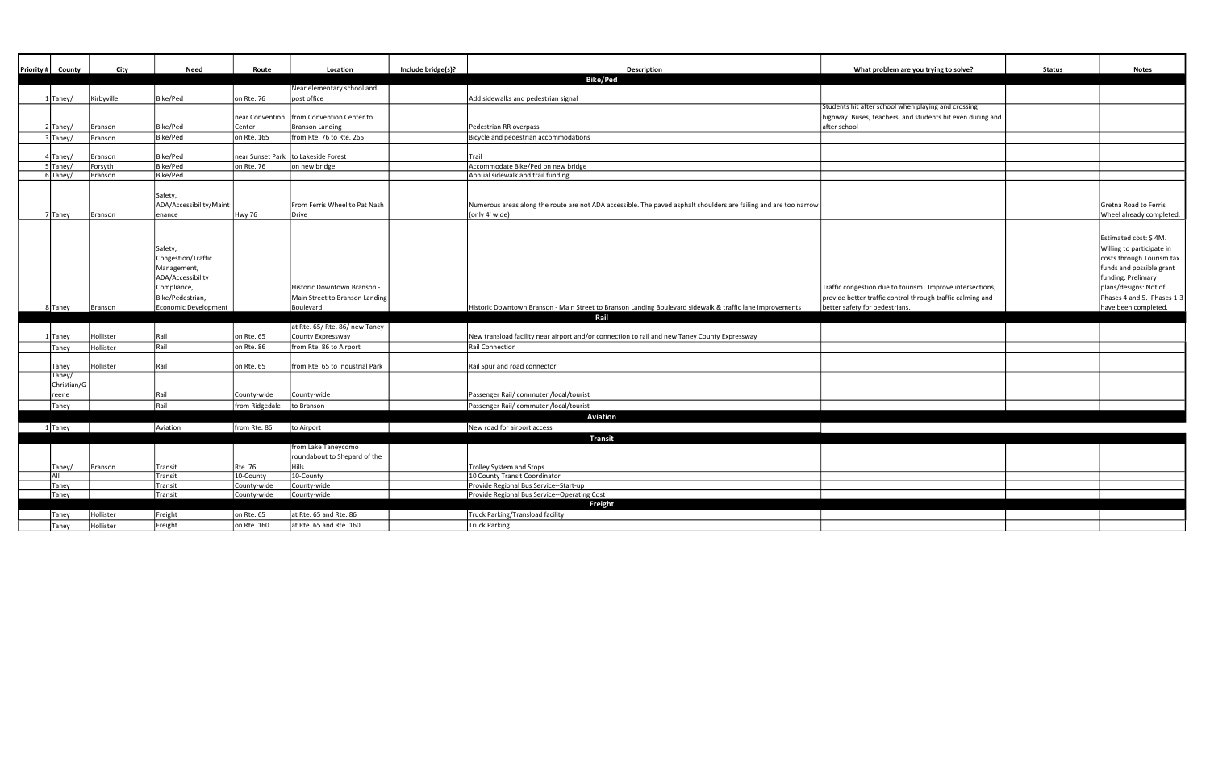| Priority # | County | City | Need | Route | Location | Include bridge(s)? | Description | What problem are you trying to solve? | Status | Notes |
|---|---|---|---|---|---|---|---|---|---|---|
| | | | | | | | **Bike/Ped** | | | |
| 1 | Taney/ | Kirbyville | Bike/Ped | on Rte. 76 | Near elementary school and post office | | Add sidewalks and pedestrian signal | | | |
| 2 | Taney/ | Branson | Bike/Ped | near Convention Center | from Convention Center to Branson Landing | | Pedestrian RR overpass | Students hit after school when playing and crossing highway. Buses, teachers, and students hit even during and after school | | |
| 3 | Taney/ | Branson | Bike/Ped | on Rte. 165 | from Rte. 76 to Rte. 265 | | Bicycle and pedestrian accommodations | | | |
| 4 | Taney/ | Branson | Bike/Ped | near Sunset Park | to Lakeside Forest | | Trail | | | |
| 5 | Taney/ | Forsyth | Bike/Ped | on Rte. 76 | on new bridge | | Accommodate Bike/Ped on new bridge | | | |
| 6 | Taney/ | Branson | Bike/Ped | | | | Annual sidewalk and trail funding | | | |
| 7 | Taney | Branson | Safety, ADA/Accessibility/Maintenance | Hwy 76 | From Ferris Wheel to Pat Nash Drive | | Numerous areas along the route are not ADA accessible. The paved asphalt shoulders are failing and are too narrow (only 4' wide) | | | Gretna Road to Ferris Wheel already completed. |
| 8 | Taney | Branson | Safety, Congestion/Traffic Management, ADA/Accessibility Compliance, Bike/Pedestrian, Economic Development | | Historic Downtown Branson - Main Street to Branson Landing Boulevard | | Historic Downtown Branson - Main Street to Branson Landing Boulevard sidewalk & traffic lane improvements | Traffic congestion due to tourism. Improve intersections, provide better traffic control through traffic calming and better safety for pedestrians. | | Estimated cost: $ 4M. Willing to participate in costs through Tourism tax funds and possible grant funding. Prelimary plans/designs: Not of Phases 4 and 5. Phases 1-3 have been completed. |
| | | | | | | | **Rail** | | | |
| 1 | Taney | Hollister | Rail | on Rte. 65 | at Rte. 65/ Rte. 86/ new Taney County Expressway | | New transload facility near airport and/or connection to rail and new Taney County Expressway | | | |
| | Taney | Hollister | Rail | on Rte. 86 | from Rte. 86 to Airport | | Rail Connection | | | |
| | Taney | Hollister | Rail | on Rte. 65 | from Rte. 65 to Industrial Park | | Rail Spur and road connector | | | |
| | Taney/ Christian/Greene | | Rail | County-wide | County-wide | | Passenger Rail/ commuter /local/tourist | | | |
| | Taney | | Rail | from Ridgedale | to Branson | | Passenger Rail/ commuter /local/tourist | | | |
| | | | | | | | **Aviation** | | | |
| 1 | Taney | | Aviation | from Rte. 86 | to Airport | | New road for airport access | | | |
| | | | | | | | **Transit** | | | |
| | Taney/ | Branson | Transit | Rte. 76 | from Lake Taneycomo roundabout to Shepard of the Hills | | Trolley System and Stops | | | |
| | All | | Transit | 10-County | 10-County | | 10 County Transit Coordinator | | | |
| | Taney | | Transit | County-wide | County-wide | | Provide Regional Bus Service--Start-up | | | |
| | Taney | | Transit | County-wide | County-wide | | Provide Regional Bus Service--Operating Cost | | | |
| | | | | | | | **Freight** | | | |
| | Taney | Hollister | Freight | on Rte. 65 | at Rte. 65 and Rte. 86 | | Truck Parking/Transload facility | | | |
| | Taney | Hollister | Freight | on Rte. 160 | at Rte. 65 and Rte. 160 | | Truck Parking | | | |